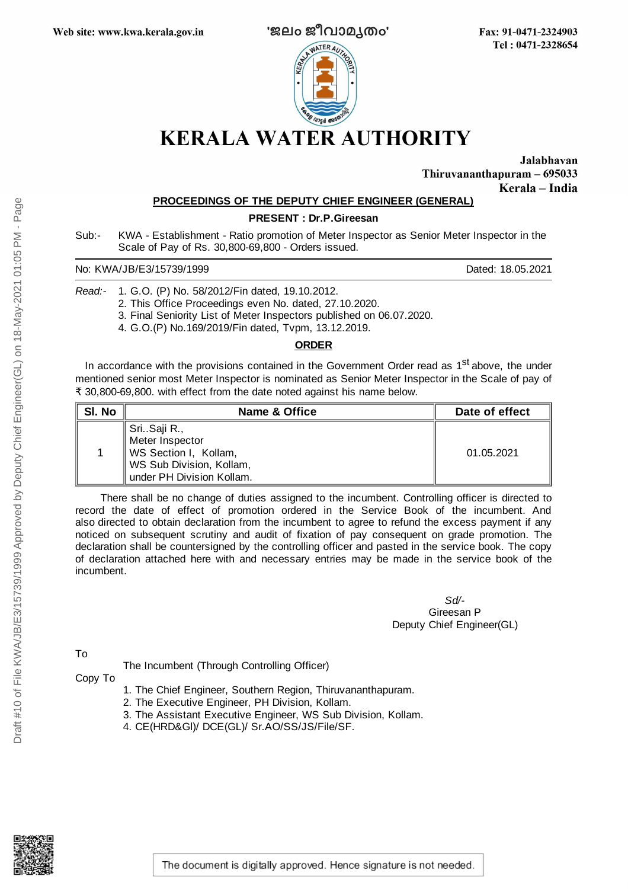Web site: www.kwa.kerala.gov.in　　'ജലം ജീവാമൃതം'　　Fax: 91-0471-2324903
Tel : 0471-2328654

# KERALA WATER AUTHORITY

Jalabhavan
Thiruvananthapuram – 695033
Kerala – India

**PROCEEDINGS OF THE DEPUTY CHIEF ENGINEER (GENERAL)**

**PRESENT : Dr.P.Gireesan**

Sub:- KWA - Establishment - Ratio promotion of Meter Inspector as Senior Meter Inspector in the Scale of Pay of Rs. 30,800-69,800 - Orders issued.

No: KWA/JB/E3/15739/1999　　Dated: 18.05.2021

*Read:-*
1. G.O. (P) No. 58/2012/Fin dated, 19.10.2012.
2. This Office Proceedings even No. dated, 27.10.2020.
3. Final Seniority List of Meter Inspectors published on 06.07.2020.
4. G.O.(P) No.169/2019/Fin dated, Tvpm, 13.12.2019.

**ORDER**

In accordance with the provisions contained in the Government Order read as 1st above, the under mentioned senior most Meter Inspector is nominated as Senior Meter Inspector in the Scale of pay of ₹ 30,800-69,800. with effect from the date noted against his name below.

| Sl. No | Name & Office | Date of effect |
|---|---|---|
| 1 | Sri..Saji R., Meter Inspector WS Section I, Kollam, WS Sub Division, Kollam, under PH Division Kollam. | 01.05.2021 |

There shall be no change of duties assigned to the incumbent. Controlling officer is directed to record the date of effect of promotion ordered in the Service Book of the incumbent. And also directed to obtain declaration from the incumbent to agree to refund the excess payment if any noticed on subsequent scrutiny and audit of fixation of pay consequent on grade promotion. The declaration shall be countersigned by the controlling officer and pasted in the service book. The copy of declaration attached here with and necessary entries may be made in the service book of the incumbent.

*Sd/-*
Gireesan P
Deputy Chief Engineer(GL)

To
The Incumbent (Through Controlling Officer)

Copy To
1. The Chief Engineer, Southern Region, Thiruvananthapuram.
2. The Executive Engineer, PH Division, Kollam.
3. The Assistant Executive Engineer, WS Sub Division, Kollam.
4. CE(HRD&GI)/ DCE(GL)/ Sr.AO/SS/JS/File/SF.

The document is digitally approved. Hence signature is not needed.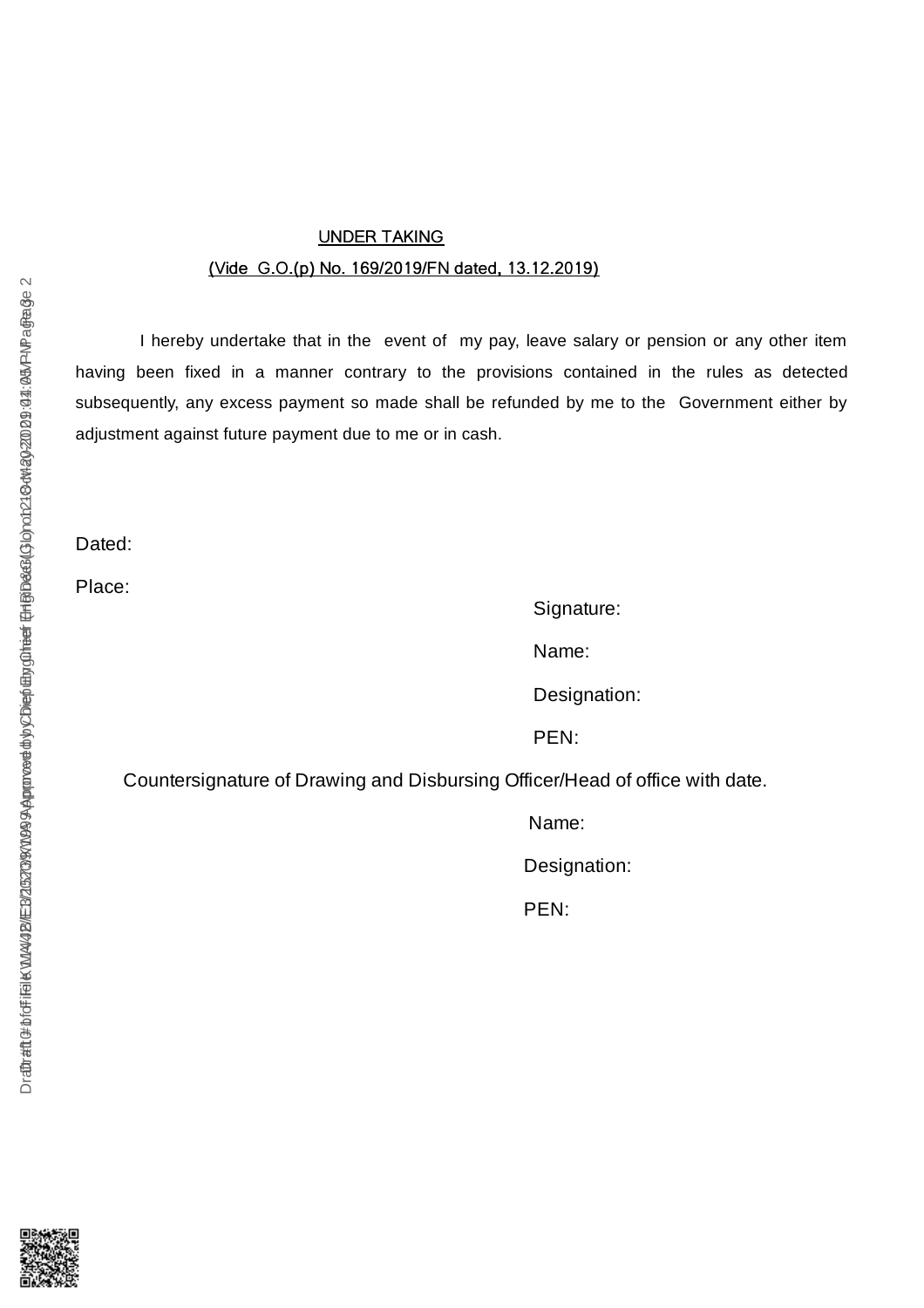## UNDER TAKING

**(Vide G.O.(p) No. 169/2019/FN dated, 13.12.2019)**

I hereby undertake that in the event of my pay, leave salary or pension or any other item having been fixed in a manner contrary to the provisions contained in the rules as detected subsequently, any excess payment so made shall be refunded by me to the Government either by adjustment against future payment due to me or in cash.

Dated:

Place:

Signature:

Name:

Designation:

PEN:

Countersignature of Drawing and Disbursing Officer/Head of office with date.

Name:

Designation:

PEN: